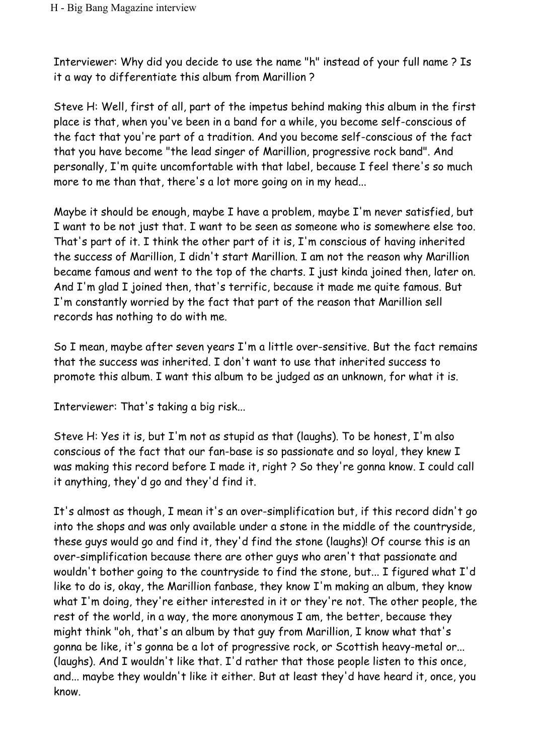Interviewer: Why did you decide to use the name "h" instead of your full name ? Is it a way to differentiate this album from Marillion ?

Steve H: Well, first of all, part of the impetus behind making this album in the first place is that, when you've been in a band for a while, you become self-conscious of the fact that you're part of a tradition. And you become self-conscious of the fact that you have become "the lead singer of Marillion, progressive rock band". And personally, I'm quite uncomfortable with that label, because I feel there's so much more to me than that, there's a lot more going on in my head...

Maybe it should be enough, maybe I have a problem, maybe I'm never satisfied, but I want to be not just that. I want to be seen as someone who is somewhere else too. That's part of it. I think the other part of it is, I'm conscious of having inherited the success of Marillion, I didn't start Marillion. I am not the reason why Marillion became famous and went to the top of the charts. I just kinda joined then, later on. And I'm glad I joined then, that's terrific, because it made me quite famous. But I'm constantly worried by the fact that part of the reason that Marillion sell records has nothing to do with me.

So I mean, maybe after seven years I'm a little over-sensitive. But the fact remains that the success was inherited. I don't want to use that inherited success to promote this album. I want this album to be judged as an unknown, for what it is.

Interviewer: That's taking a big risk...

Steve H: Yes it is, but I'm not as stupid as that (laughs). To be honest, I'm also conscious of the fact that our fan-base is so passionate and so loyal, they knew I was making this record before I made it, right ? So they're gonna know. I could call it anything, they'd go and they'd find it.

It's almost as though, I mean it's an over-simplification but, if this record didn't go into the shops and was only available under a stone in the middle of the countryside, these guys would go and find it, they'd find the stone (laughs)! Of course this is an over-simplification because there are other guys who aren't that passionate and wouldn't bother going to the countryside to find the stone, but... I figured what I'd like to do is, okay, the Marillion fanbase, they know I'm making an album, they know what I'm doing, they're either interested in it or they're not. The other people, the rest of the world, in a way, the more anonymous I am, the better, because they might think "oh, that's an album by that guy from Marillion, I know what that's gonna be like, it's gonna be a lot of progressive rock, or Scottish heavy-metal or... (laughs). And I wouldn't like that. I'd rather that those people listen to this once, and... maybe they wouldn't like it either. But at least they'd have heard it, once, you know.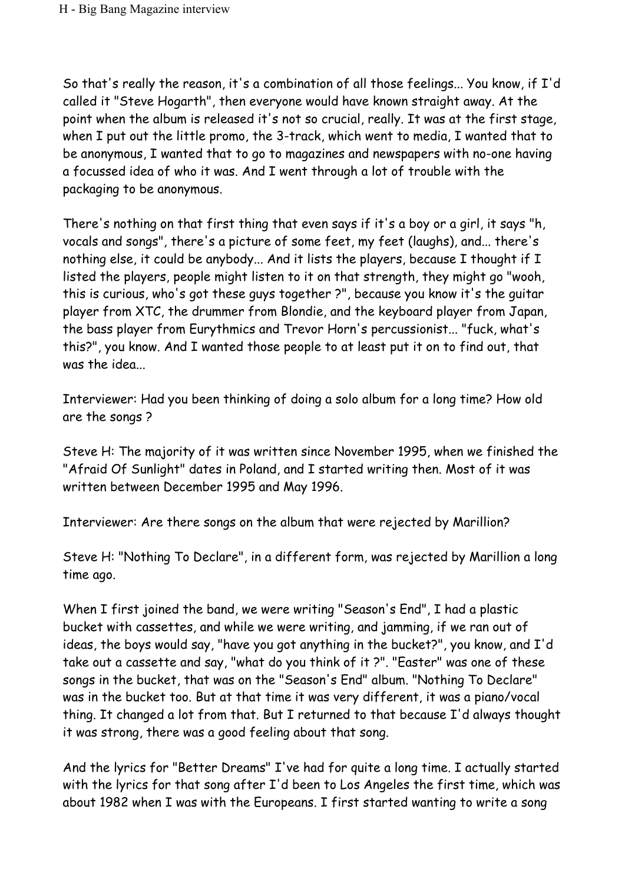So that's really the reason, it's a combination of all those feelings... You know, if I'd called it "Steve Hogarth", then everyone would have known straight away. At the point when the album is released it's not so crucial, really. It was at the first stage, when I put out the little promo, the 3-track, which went to media, I wanted that to be anonymous, I wanted that to go to magazines and newspapers with no-one having a focussed idea of who it was. And I went through a lot of trouble with the packaging to be anonymous.

There's nothing on that first thing that even says if it's a boy or a girl, it says "h, vocals and songs", there's a picture of some feet, my feet (laughs), and... there's nothing else, it could be anybody... And it lists the players, because I thought if I listed the players, people might listen to it on that strength, they might go "wooh, this is curious, who's got these guys together ?", because you know it's the guitar player from XTC, the drummer from Blondie, and the keyboard player from Japan, the bass player from Eurythmics and Trevor Horn's percussionist... "fuck, what's this?", you know. And I wanted those people to at least put it on to find out, that was the idea...

Interviewer: Had you been thinking of doing a solo album for a long time? How old are the songs ?

Steve H: The majority of it was written since November 1995, when we finished the "Afraid Of Sunlight" dates in Poland, and I started writing then. Most of it was written between December 1995 and May 1996.

Interviewer: Are there songs on the album that were rejected by Marillion?

Steve H: "Nothing To Declare", in a different form, was rejected by Marillion a long time ago.

When I first joined the band, we were writing "Season's End", I had a plastic bucket with cassettes, and while we were writing, and jamming, if we ran out of ideas, the boys would say, "have you got anything in the bucket?", you know, and I'd take out a cassette and say, "what do you think of it ?". "Easter" was one of these songs in the bucket, that was on the "Season's End" album. "Nothing To Declare" was in the bucket too. But at that time it was very different, it was a piano/vocal thing. It changed a lot from that. But I returned to that because I'd always thought it was strong, there was a good feeling about that song.

And the lyrics for "Better Dreams" I've had for quite a long time. I actually started with the lyrics for that song after I'd been to Los Angeles the first time, which was about 1982 when I was with the Europeans. I first started wanting to write a song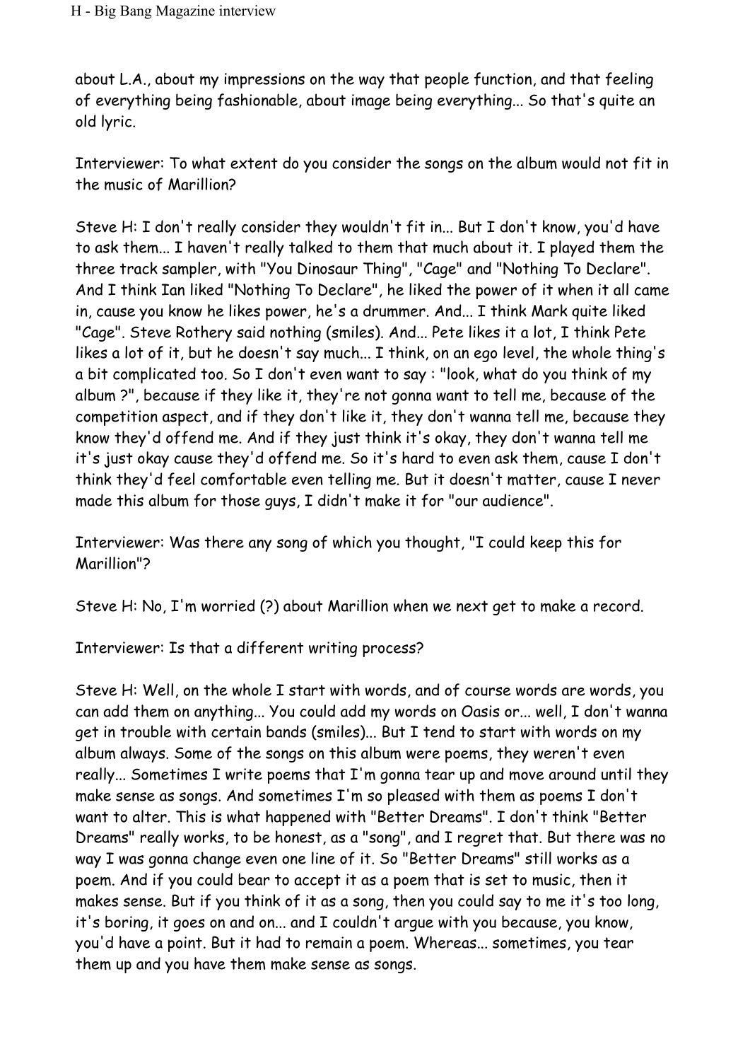about L.A., about my impressions on the way that people function, and that feeling of everything being fashionable, about image being everything... So that's quite an old lyric.

Interviewer: To what extent do you consider the songs on the album would not fit in the music of Marillion?

Steve H: I don't really consider they wouldn't fit in... But I don't know, you'd have to ask them... I haven't really talked to them that much about it. I played them the three track sampler, with "You Dinosaur Thing", "Cage" and "Nothing To Declare". And I think Ian liked "Nothing To Declare", he liked the power of it when it all came in, cause you know he likes power, he's a drummer. And... I think Mark quite liked "Cage". Steve Rothery said nothing (smiles). And... Pete likes it a lot, I think Pete likes a lot of it, but he doesn't say much... I think, on an ego level, the whole thing's a bit complicated too. So I don't even want to say : "look, what do you think of my album ?", because if they like it, they're not gonna want to tell me, because of the competition aspect, and if they don't like it, they don't wanna tell me, because they know they'd offend me. And if they just think it's okay, they don't wanna tell me it's just okay cause they'd offend me. So it's hard to even ask them, cause I don't think they'd feel comfortable even telling me. But it doesn't matter, cause I never made this album for those guys, I didn't make it for "our audience".

Interviewer: Was there any song of which you thought, "I could keep this for Marillion"?

Steve H: No, I'm worried (?) about Marillion when we next get to make a record.

Interviewer: Is that a different writing process?

Steve H: Well, on the whole I start with words, and of course words are words, you can add them on anything... You could add my words on Oasis or... well, I don't wanna get in trouble with certain bands (smiles)... But I tend to start with words on my album always. Some of the songs on this album were poems, they weren't even really... Sometimes I write poems that I'm gonna tear up and move around until they make sense as songs. And sometimes I'm so pleased with them as poems I don't want to alter. This is what happened with "Better Dreams". I don't think "Better Dreams" really works, to be honest, as a "song", and I regret that. But there was no way I was gonna change even one line of it. So "Better Dreams" still works as a poem. And if you could bear to accept it as a poem that is set to music, then it makes sense. But if you think of it as a song, then you could say to me it's too long, it's boring, it goes on and on... and I couldn't argue with you because, you know, you'd have a point. But it had to remain a poem. Whereas... sometimes, you tear them up and you have them make sense as songs.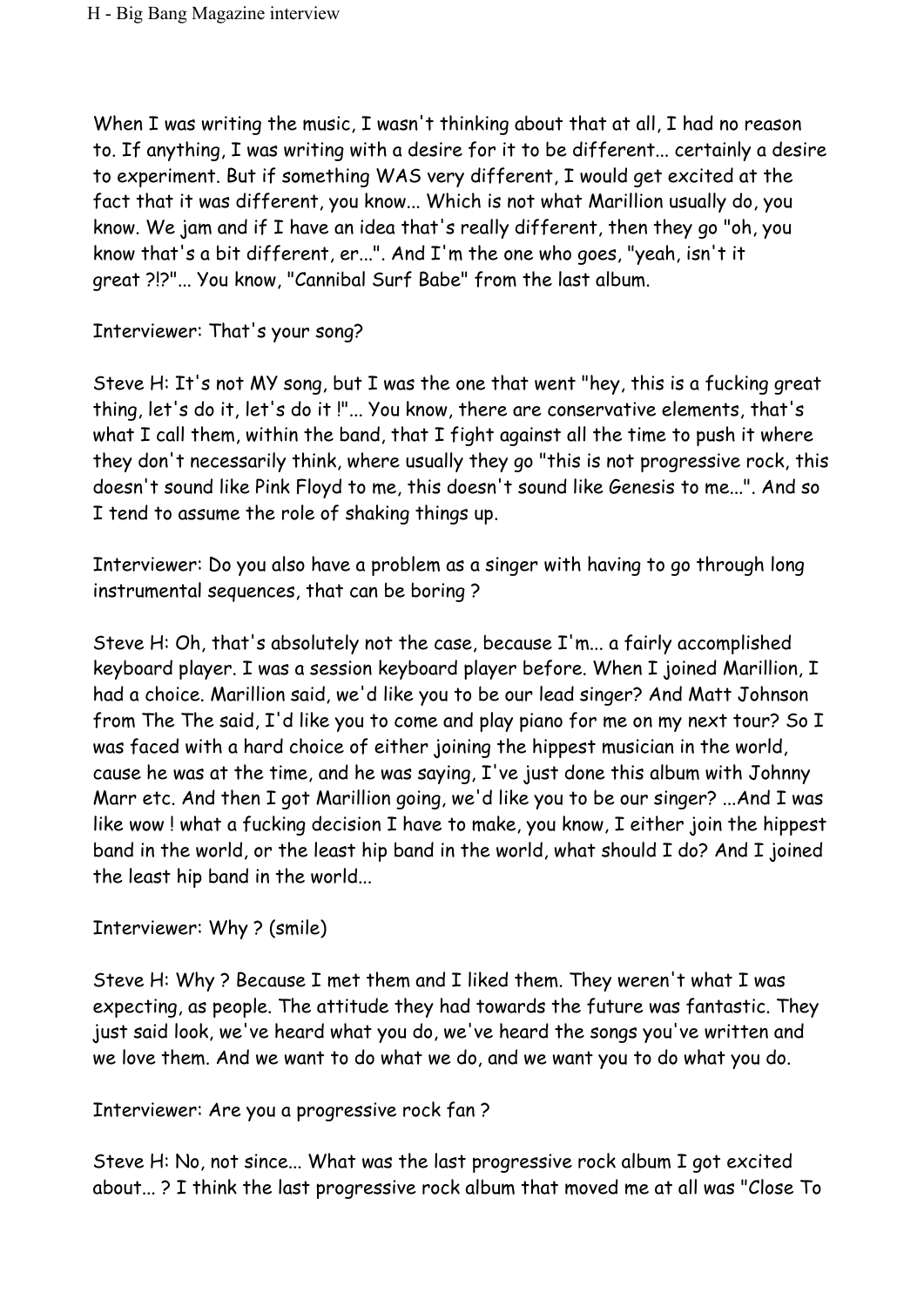When I was writing the music, I wasn't thinking about that at all, I had no reason to. If anything, I was writing with a desire for it to be different... certainly a desire to experiment. But if something WAS very different, I would get excited at the fact that it was different, you know... Which is not what Marillion usually do, you know. We jam and if I have an idea that's really different, then they go "oh, you know that's a bit different, er...". And I'm the one who goes, "yeah, isn't it great ?!?"... You know, "Cannibal Surf Babe" from the last album.

Interviewer: That's your song?

Steve H: It's not MY song, but I was the one that went "hey, this is a fucking great thing, let's do it, let's do it !"... You know, there are conservative elements, that's what I call them, within the band, that I fight against all the time to push it where they don't necessarily think, where usually they go "this is not progressive rock, this doesn't sound like Pink Floyd to me, this doesn't sound like Genesis to me...". And so I tend to assume the role of shaking things up.

Interviewer: Do you also have a problem as a singer with having to go through long instrumental sequences, that can be boring ?

Steve H: Oh, that's absolutely not the case, because I'm... a fairly accomplished keyboard player. I was a session keyboard player before. When I joined Marillion, I had a choice. Marillion said, we'd like you to be our lead singer? And Matt Johnson from The The said, I'd like you to come and play piano for me on my next tour? So I was faced with a hard choice of either joining the hippest musician in the world, cause he was at the time, and he was saying, I've just done this album with Johnny Marr etc. And then I got Marillion going, we'd like you to be our singer? ...And I was like wow ! what a fucking decision I have to make, you know, I either join the hippest band in the world, or the least hip band in the world, what should I do? And I joined the least hip band in the world...

Interviewer: Why ? (smile)

Steve H: Why ? Because I met them and I liked them. They weren't what I was expecting, as people. The attitude they had towards the future was fantastic. They just said look, we've heard what you do, we've heard the songs you've written and we love them. And we want to do what we do, and we want you to do what you do.

Interviewer: Are you a progressive rock fan ?

Steve H: No, not since... What was the last progressive rock album I got excited about... ? I think the last progressive rock album that moved me at all was "Close To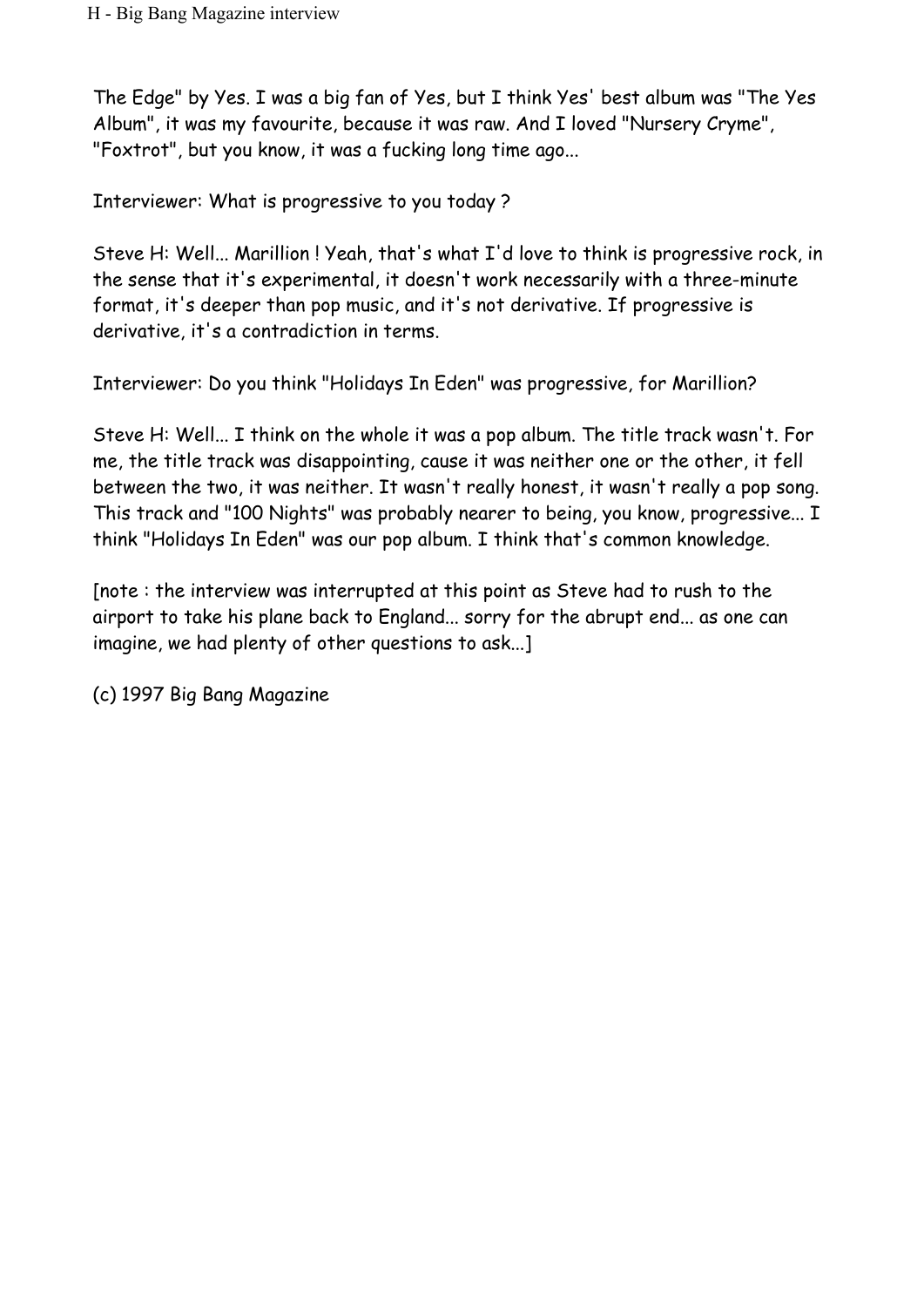The Edge" by Yes. I was a big fan of Yes, but I think Yes' best album was "The Yes Album", it was my favourite, because it was raw. And I loved "Nursery Cryme", "Foxtrot", but you know, it was a fucking long time ago...

Interviewer: What is progressive to you today ?

Steve H: Well... Marillion ! Yeah, that's what I'd love to think is progressive rock, in the sense that it's experimental, it doesn't work necessarily with a three-minute format, it's deeper than pop music, and it's not derivative. If progressive is derivative, it's a contradiction in terms.

Interviewer: Do you think "Holidays In Eden" was progressive, for Marillion?

Steve H: Well... I think on the whole it was a pop album. The title track wasn't. For me, the title track was disappointing, cause it was neither one or the other, it fell between the two, it was neither. It wasn't really honest, it wasn't really a pop song. This track and "100 Nights" was probably nearer to being, you know, progressive... I think "Holidays In Eden" was our pop album. I think that's common knowledge.

[note : the interview was interrupted at this point as Steve had to rush to the airport to take his plane back to England... sorry for the abrupt end... as one can imagine, we had plenty of other questions to ask...]

(c) 1997 Big Bang Magazine